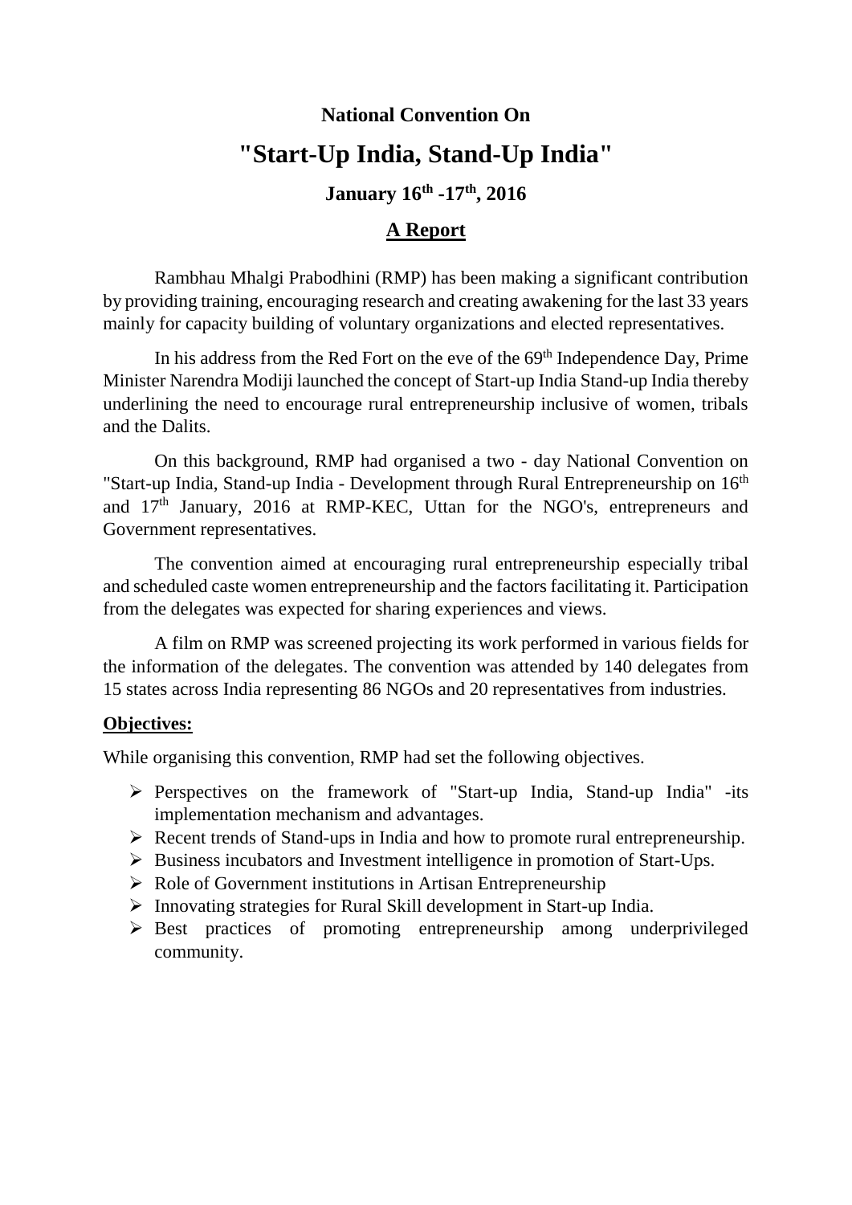**National Convention On**

# "Start-Up India, Stand-Up India"

**January 16th -17th, 2016**

## A Report

Rambhau Mhalgi Prabodhini (RMP) has been making a significant contribution by providing training, encouraging research and creating awakening for the last 33 years mainly for capacity building of voluntary organizations and elected representatives.

In his address from the Red Fort on the eve of the 69th Independence Day, Prime Minister Narendra Modiji launched the concept of Start-up India Stand-up India thereby underlining the need to encourage rural entrepreneurship inclusive of women, tribals and the Dalits.

On this background, RMP had organised a two - day National Convention on "Start-up India, Stand-up India - Development through Rural Entrepreneurship on 16th and 17th January, 2016 at RMP-KEC, Uttan for the NGO's, entrepreneurs and Government representatives.

The convention aimed at encouraging rural entrepreneurship especially tribal and scheduled caste women entrepreneurship and the factors facilitating it. Participation from the delegates was expected for sharing experiences and views.

A film on RMP was screened projecting its work performed in various fields for the information of the delegates. The convention was attended by 140 delegates from 15 states across India representing 86 NGOs and 20 representatives from industries.

**Objectives:**

While organising this convention, RMP had set the following objectives.

- Perspectives on the framework of "Start-up India, Stand-up India" -its implementation mechanism and advantages.
- Recent trends of Stand-ups in India and how to promote rural entrepreneurship.
- Business incubators and Investment intelligence in promotion of Start-Ups.
- Role of Government institutions in Artisan Entrepreneurship
- Innovating strategies for Rural Skill development in Start-up India.
- Best practices of promoting entrepreneurship among underprivileged community.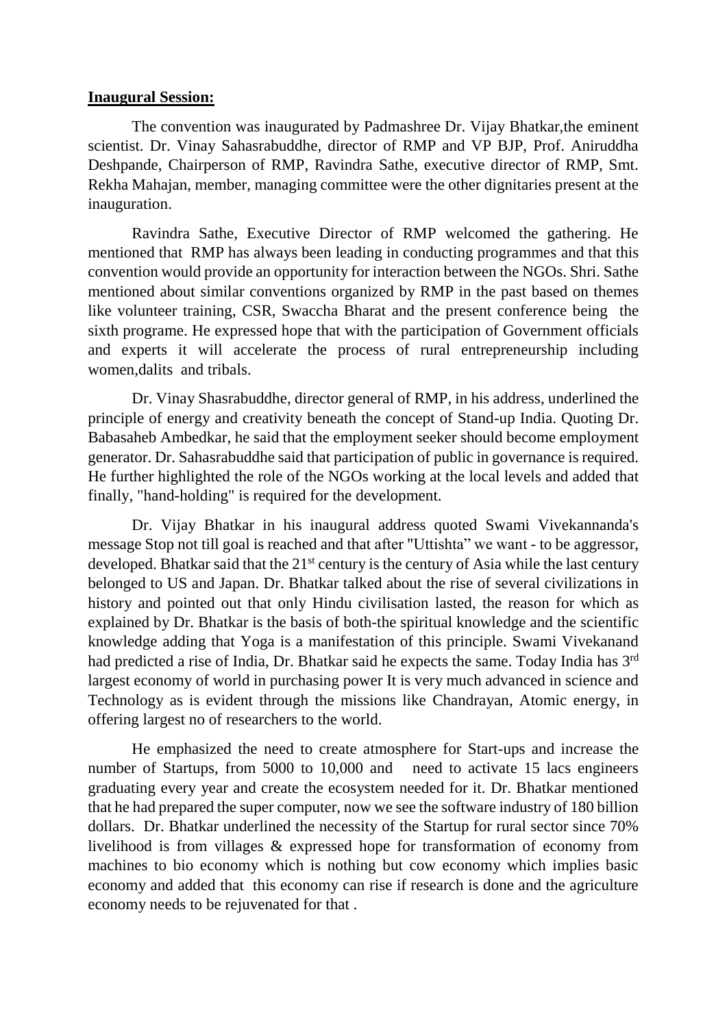**Inaugural Session:**

The convention was inaugurated by Padmashree Dr. Vijay Bhatkar,the eminent scientist. Dr. Vinay Sahasrabuddhe, director of RMP and VP BJP, Prof. Aniruddha Deshpande, Chairperson of RMP, Ravindra Sathe, executive director of RMP, Smt. Rekha Mahajan, member, managing committee were the other dignitaries present at the inauguration.

Ravindra Sathe, Executive Director of RMP welcomed the gathering. He mentioned that RMP has always been leading in conducting programmes and that this convention would provide an opportunity for interaction between the NGOs. Shri. Sathe mentioned about similar conventions organized by RMP in the past based on themes like volunteer training, CSR, Swaccha Bharat and the present conference being the sixth programe. He expressed hope that with the participation of Government officials and experts it will accelerate the process of rural entrepreneurship including women,dalits and tribals.

Dr. Vinay Shasrabuddhe, director general of RMP, in his address, underlined the principle of energy and creativity beneath the concept of Stand-up India. Quoting Dr. Babasaheb Ambedkar, he said that the employment seeker should become employment generator. Dr. Sahasrabuddhe said that participation of public in governance is required. He further highlighted the role of the NGOs working at the local levels and added that finally, "hand-holding" is required for the development.

Dr. Vijay Bhatkar in his inaugural address quoted Swami Vivekannanda's message Stop not till goal is reached and that after "Uttishta" we want - to be aggressor, developed. Bhatkar said that the 21st century is the century of Asia while the last century belonged to US and Japan. Dr. Bhatkar talked about the rise of several civilizations in history and pointed out that only Hindu civilisation lasted, the reason for which as explained by Dr. Bhatkar is the basis of both-the spiritual knowledge and the scientific knowledge adding that Yoga is a manifestation of this principle. Swami Vivekanand had predicted a rise of India, Dr. Bhatkar said he expects the same. Today India has 3rd largest economy of world in purchasing power It is very much advanced in science and Technology as is evident through the missions like Chandrayan, Atomic energy, in offering largest no of researchers to the world.

He emphasized the need to create atmosphere for Start-ups and increase the number of Startups, from 5000 to 10,000 and need to activate 15 lacs engineers graduating every year and create the ecosystem needed for it. Dr. Bhatkar mentioned that he had prepared the super computer, now we see the software industry of 180 billion dollars. Dr. Bhatkar underlined the necessity of the Startup for rural sector since 70% livelihood is from villages & expressed hope for transformation of economy from machines to bio economy which is nothing but cow economy which implies basic economy and added that this economy can rise if research is done and the agriculture economy needs to be rejuvenated for that .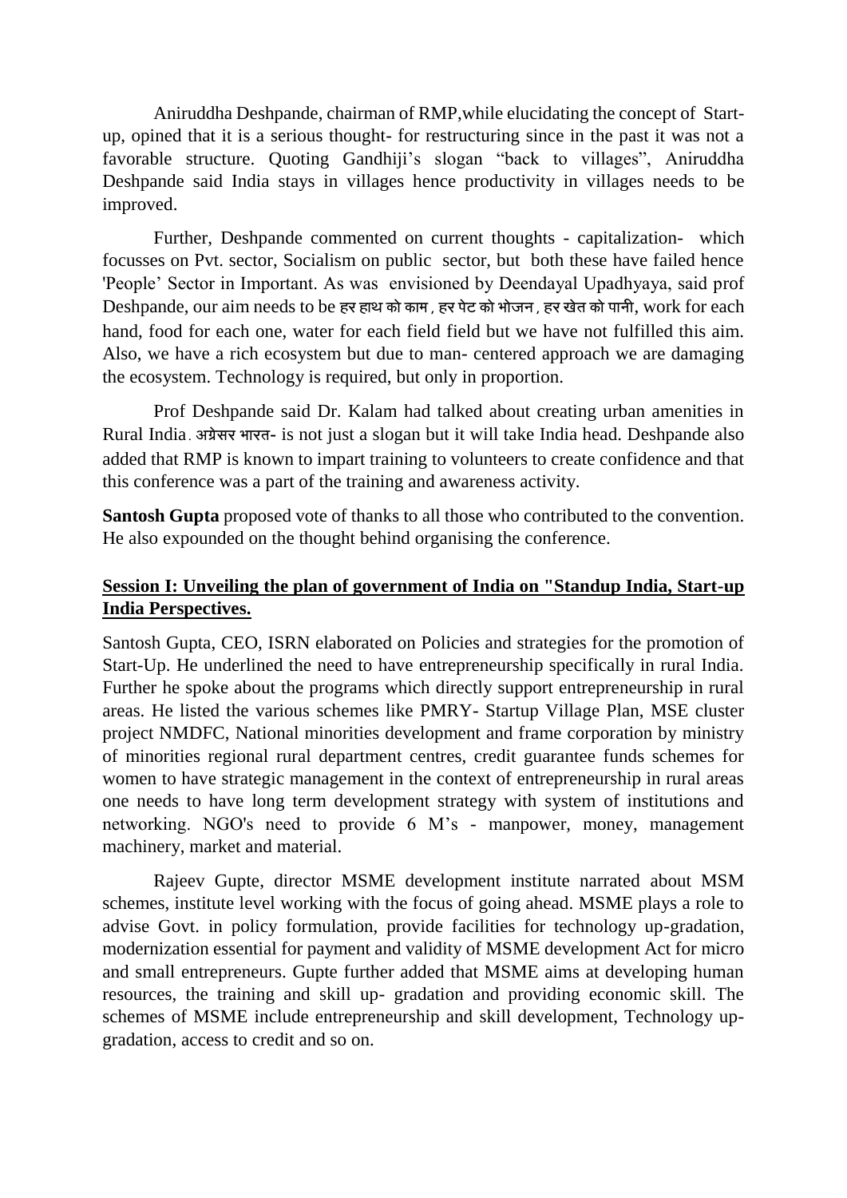Aniruddha Deshpande, chairman of RMP,while elucidating the concept of Start-up, opined that it is a serious thought- for restructuring since in the past it was not a favorable structure. Quoting Gandhiji's slogan "back to villages", Aniruddha Deshpande said India stays in villages hence productivity in villages needs to be improved.

Further, Deshpande commented on current thoughts - capitalization- which focusses on Pvt. sector, Socialism on public sector, but both these have failed hence 'People' Sector in Important. As was envisioned by Deendayal Upadhyaya, said prof Deshpande, our aim needs to be हर हाथ को काम , हर पेट को भोजन , हर खेत को पानी, work for each hand, food for each one, water for each field field but we have not fulfilled this aim. Also, we have a rich ecosystem but due to man- centered approach we are damaging the ecosystem. Technology is required, but only in proportion.

Prof Deshpande said Dr. Kalam had talked about creating urban amenities in Rural India. अग्रेसर भारत- is not just a slogan but it will take India head. Deshpande also added that RMP is known to impart training to volunteers to create confidence and that this conference was a part of the training and awareness activity.

**Santosh Gupta** proposed vote of thanks to all those who contributed to the convention. He also expounded on the thought behind organising the conference.

## Session I: Unveiling the plan of government of India on "Standup India, Start-up India Perspectives.

Santosh Gupta, CEO, ISRN elaborated on Policies and strategies for the promotion of Start-Up. He underlined the need to have entrepreneurship specifically in rural India. Further he spoke about the programs which directly support entrepreneurship in rural areas. He listed the various schemes like PMRY- Startup Village Plan, MSE cluster project NMDFC, National minorities development and frame corporation by ministry of minorities regional rural department centres, credit guarantee funds schemes for women to have strategic management in the context of entrepreneurship in rural areas one needs to have long term development strategy with system of institutions and networking. NGO's need to provide 6 M's - manpower, money, management machinery, market and material.

Rajeev Gupte, director MSME development institute narrated about MSM schemes, institute level working with the focus of going ahead. MSME plays a role to advise Govt. in policy formulation, provide facilities for technology up-gradation, modernization essential for payment and validity of MSME development Act for micro and small entrepreneurs. Gupte further added that MSME aims at developing human resources, the training and skill up- gradation and providing economic skill. The schemes of MSME include entrepreneurship and skill development, Technology up-gradation, access to credit and so on.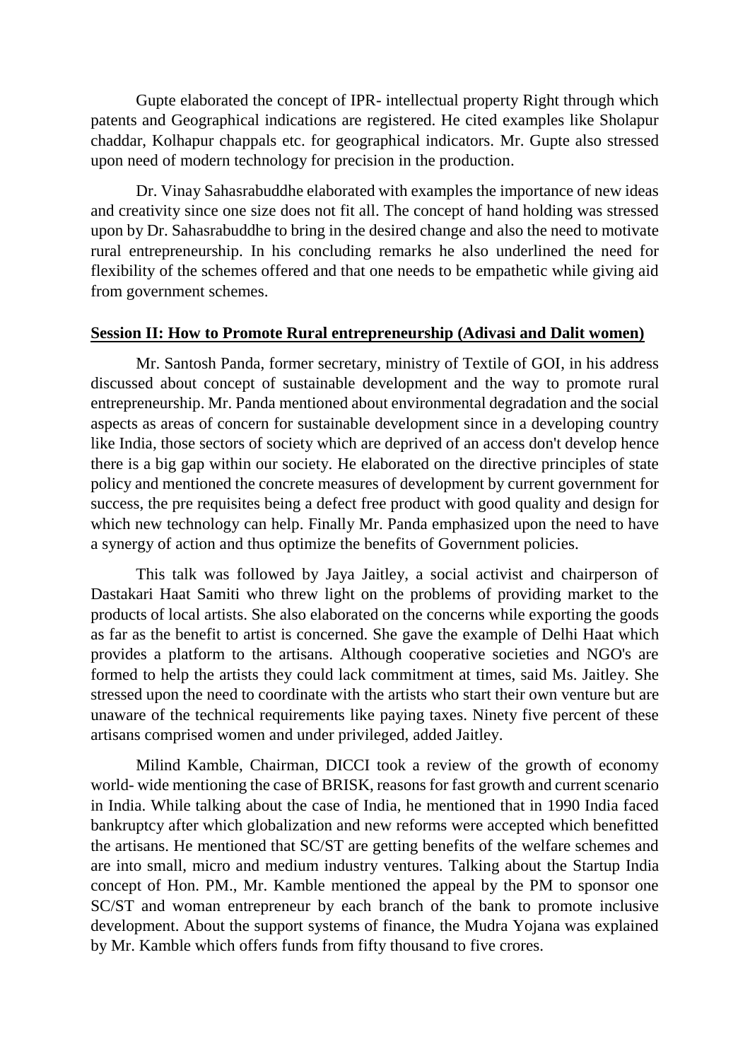Gupte elaborated the concept of IPR- intellectual property Right through which patents and Geographical indications are registered. He cited examples like Sholapur chaddar, Kolhapur chappals etc. for geographical indicators. Mr. Gupte also stressed upon need of modern technology for precision in the production.

Dr. Vinay Sahasrabuddhe elaborated with examples the importance of new ideas and creativity since one size does not fit all. The concept of hand holding was stressed upon by Dr. Sahasrabuddhe to bring in the desired change and also the need to motivate rural entrepreneurship. In his concluding remarks he also underlined the need for flexibility of the schemes offered and that one needs to be empathetic while giving aid from government schemes.

**Session II: How to Promote Rural entrepreneurship (Adivasi and Dalit women)**

Mr. Santosh Panda, former secretary, ministry of Textile of GOI, in his address discussed about concept of sustainable development and the way to promote rural entrepreneurship. Mr. Panda mentioned about environmental degradation and the social aspects as areas of concern for sustainable development since in a developing country like India, those sectors of society which are deprived of an access don't develop hence there is a big gap within our society. He elaborated on the directive principles of state policy and mentioned the concrete measures of development by current government for success, the pre requisites being a defect free product with good quality and design for which new technology can help. Finally Mr. Panda emphasized upon the need to have a synergy of action and thus optimize the benefits of Government policies.

This talk was followed by Jaya Jaitley, a social activist and chairperson of Dastakari Haat Samiti who threw light on the problems of providing market to the products of local artists. She also elaborated on the concerns while exporting the goods as far as the benefit to artist is concerned. She gave the example of Delhi Haat which provides a platform to the artisans. Although cooperative societies and NGO's are formed to help the artists they could lack commitment at times, said Ms. Jaitley. She stressed upon the need to coordinate with the artists who start their own venture but are unaware of the technical requirements like paying taxes. Ninety five percent of these artisans comprised women and under privileged, added Jaitley.

Milind Kamble, Chairman, DICCI took a review of the growth of economy world- wide mentioning the case of BRISK, reasons for fast growth and current scenario in India. While talking about the case of India, he mentioned that in 1990 India faced bankruptcy after which globalization and new reforms were accepted which benefitted the artisans. He mentioned that SC/ST are getting benefits of the welfare schemes and are into small, micro and medium industry ventures. Talking about the Startup India concept of Hon. PM., Mr. Kamble mentioned the appeal by the PM to sponsor one SC/ST and woman entrepreneur by each branch of the bank to promote inclusive development. About the support systems of finance, the Mudra Yojana was explained by Mr. Kamble which offers funds from fifty thousand to five crores.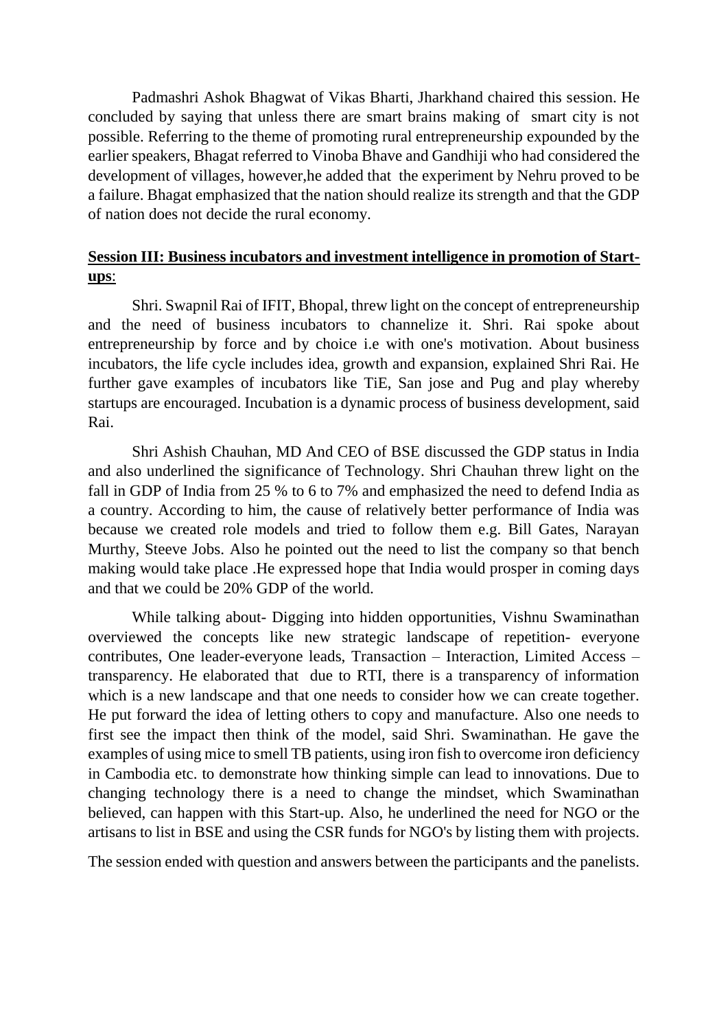Padmashri Ashok Bhagwat of Vikas Bharti, Jharkhand chaired this session. He concluded by saying that unless there are smart brains making of smart city is not possible. Referring to the theme of promoting rural entrepreneurship expounded by the earlier speakers, Bhagat referred to Vinoba Bhave and Gandhiji who had considered the development of villages, however,he added that the experiment by Nehru proved to be a failure. Bhagat emphasized that the nation should realize its strength and that the GDP of nation does not decide the rural economy.

**Session III: Business incubators and investment intelligence in promotion of Start-ups**:

Shri. Swapnil Rai of IFIT, Bhopal, threw light on the concept of entrepreneurship and the need of business incubators to channelize it. Shri. Rai spoke about entrepreneurship by force and by choice i.e with one's motivation. About business incubators, the life cycle includes idea, growth and expansion, explained Shri Rai. He further gave examples of incubators like TiE, San jose and Pug and play whereby startups are encouraged. Incubation is a dynamic process of business development, said Rai.

Shri Ashish Chauhan, MD And CEO of BSE discussed the GDP status in India and also underlined the significance of Technology. Shri Chauhan threw light on the fall in GDP of India from 25 % to 6 to 7% and emphasized the need to defend India as a country. According to him, the cause of relatively better performance of India was because we created role models and tried to follow them e.g. Bill Gates, Narayan Murthy, Steeve Jobs. Also he pointed out the need to list the company so that bench making would take place .He expressed hope that India would prosper in coming days and that we could be 20% GDP of the world.

While talking about- Digging into hidden opportunities, Vishnu Swaminathan overviewed the concepts like new strategic landscape of repetition- everyone contributes, One leader-everyone leads, Transaction – Interaction, Limited Access – transparency. He elaborated that due to RTI, there is a transparency of information which is a new landscape and that one needs to consider how we can create together. He put forward the idea of letting others to copy and manufacture. Also one needs to first see the impact then think of the model, said Shri. Swaminathan. He gave the examples of using mice to smell TB patients, using iron fish to overcome iron deficiency in Cambodia etc. to demonstrate how thinking simple can lead to innovations. Due to changing technology there is a need to change the mindset, which Swaminathan believed, can happen with this Start-up. Also, he underlined the need for NGO or the artisans to list in BSE and using the CSR funds for NGO's by listing them with projects.

The session ended with question and answers between the participants and the panelists.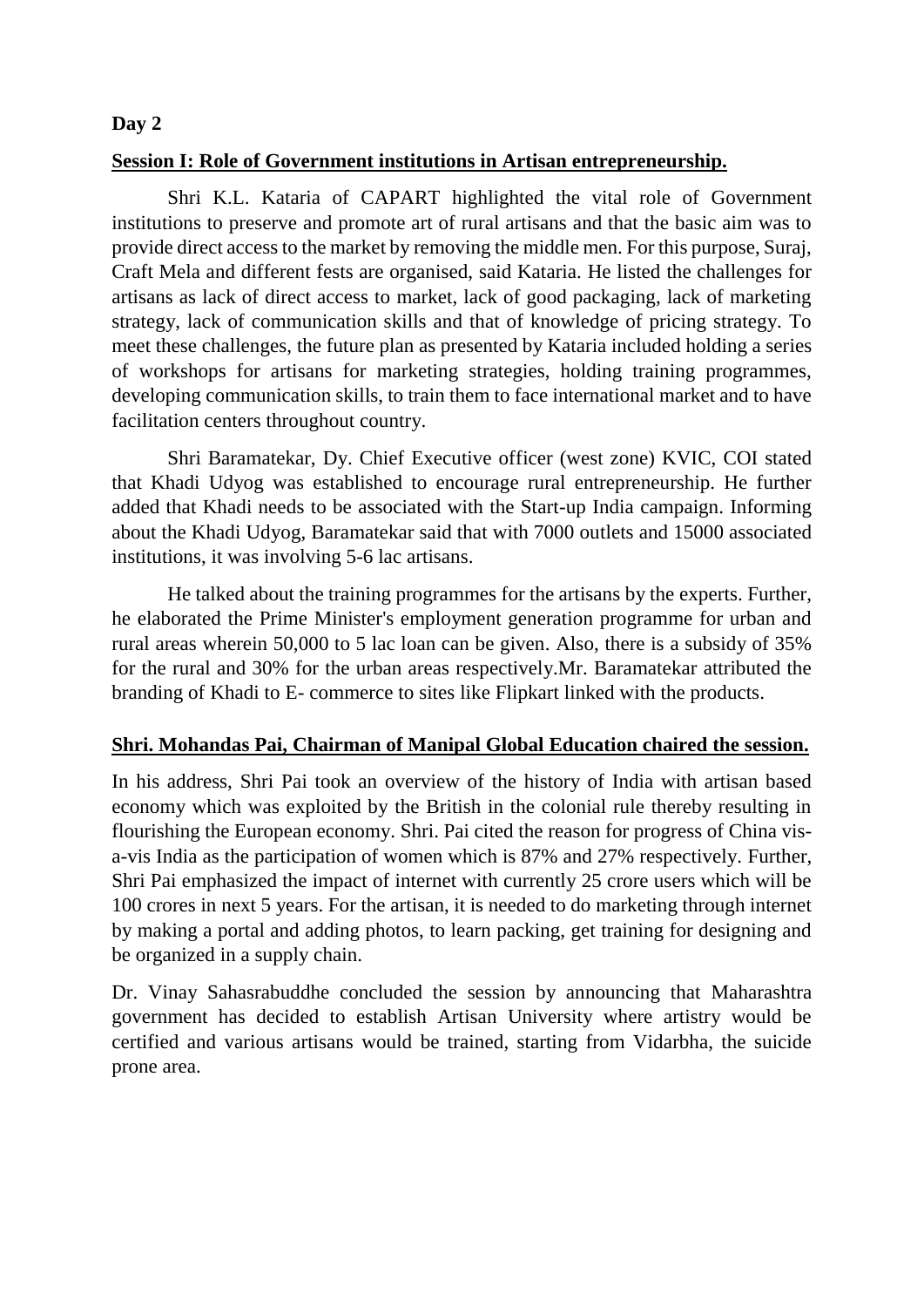**Day 2**

**Session I: Role of Government institutions in Artisan entrepreneurship.**

Shri K.L. Kataria of CAPART highlighted the vital role of Government institutions to preserve and promote art of rural artisans and that the basic aim was to provide direct access to the market by removing the middle men. For this purpose, Suraj, Craft Mela and different fests are organised, said Kataria. He listed the challenges for artisans as lack of direct access to market, lack of good packaging, lack of marketing strategy, lack of communication skills and that of knowledge of pricing strategy. To meet these challenges, the future plan as presented by Kataria included holding a series of workshops for artisans for marketing strategies, holding training programmes, developing communication skills, to train them to face international market and to have facilitation centers throughout country.

Shri Baramatekar, Dy. Chief Executive officer (west zone) KVIC, COI stated that Khadi Udyog was established to encourage rural entrepreneurship. He further added that Khadi needs to be associated with the Start-up India campaign. Informing about the Khadi Udyog, Baramatekar said that with 7000 outlets and 15000 associated institutions, it was involving 5-6 lac artisans.

He talked about the training programmes for the artisans by the experts. Further, he elaborated the Prime Minister's employment generation programme for urban and rural areas wherein 50,000 to 5 lac loan can be given. Also, there is a subsidy of 35% for the rural and 30% for the urban areas respectively.Mr. Baramatekar attributed the branding of Khadi to E- commerce to sites like Flipkart linked with the products.

**Shri. Mohandas Pai, Chairman of Manipal Global Education chaired the session.**

In his address, Shri Pai took an overview of the history of India with artisan based economy which was exploited by the British in the colonial rule thereby resulting in flourishing the European economy. Shri. Pai cited the reason for progress of China vis-a-vis India as the participation of women which is 87% and 27% respectively. Further, Shri Pai emphasized the impact of internet with currently 25 crore users which will be 100 crores in next 5 years. For the artisan, it is needed to do marketing through internet by making a portal and adding photos, to learn packing, get training for designing and be organized in a supply chain.

Dr. Vinay Sahasrabuddhe concluded the session by announcing that Maharashtra government has decided to establish Artisan University where artistry would be certified and various artisans would be trained, starting from Vidarbha, the suicide prone area.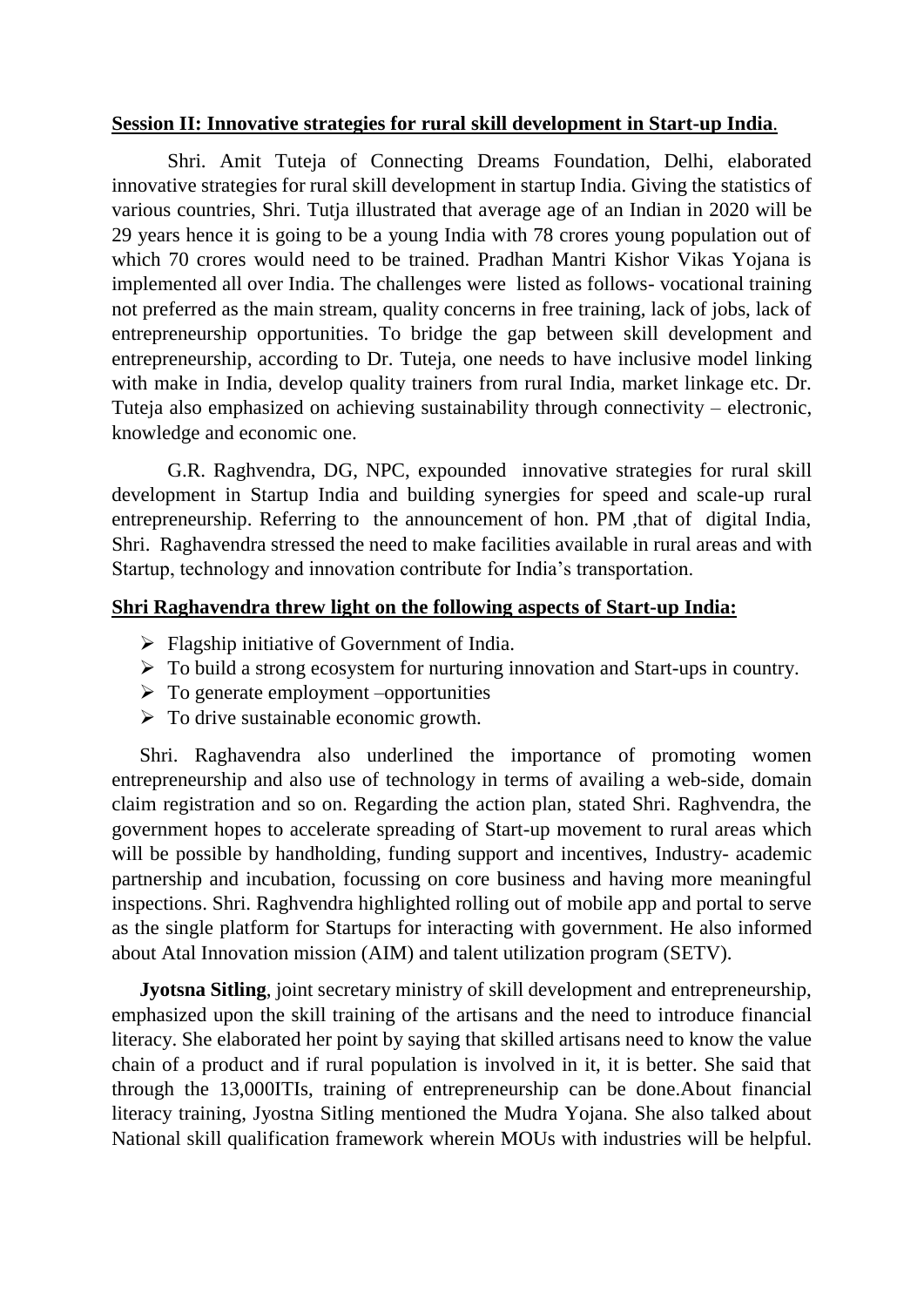**Session II: Innovative strategies for rural skill development in Start-up India**.

Shri. Amit Tuteja of Connecting Dreams Foundation, Delhi, elaborated innovative strategies for rural skill development in startup India. Giving the statistics of various countries, Shri. Tutja illustrated that average age of an Indian in 2020 will be 29 years hence it is going to be a young India with 78 crores young population out of which 70 crores would need to be trained. Pradhan Mantri Kishor Vikas Yojana is implemented all over India. The challenges were listed as follows- vocational training not preferred as the main stream, quality concerns in free training, lack of jobs, lack of entrepreneurship opportunities. To bridge the gap between skill development and entrepreneurship, according to Dr. Tuteja, one needs to have inclusive model linking with make in India, develop quality trainers from rural India, market linkage etc. Dr. Tuteja also emphasized on achieving sustainability through connectivity – electronic, knowledge and economic one.

G.R. Raghvendra, DG, NPC, expounded innovative strategies for rural skill development in Startup India and building synergies for speed and scale-up rural entrepreneurship. Referring to the announcement of hon. PM ,that of digital India, Shri. Raghavendra stressed the need to make facilities available in rural areas and with Startup, technology and innovation contribute for India's transportation.

**Shri Raghavendra threw light on the following aspects of Start-up India:**

- Flagship initiative of Government of India.
- To build a strong ecosystem for nurturing innovation and Start-ups in country.
- To generate employment –opportunities
- To drive sustainable economic growth.

Shri. Raghavendra also underlined the importance of promoting women entrepreneurship and also use of technology in terms of availing a web-side, domain claim registration and so on. Regarding the action plan, stated Shri. Raghvendra, the government hopes to accelerate spreading of Start-up movement to rural areas which will be possible by handholding, funding support and incentives, Industry- academic partnership and incubation, focussing on core business and having more meaningful inspections. Shri. Raghvendra highlighted rolling out of mobile app and portal to serve as the single platform for Startups for interacting with government. He also informed about Atal Innovation mission (AIM) and talent utilization program (SETV).

**Jyotsna Sitling**, joint secretary ministry of skill development and entrepreneurship, emphasized upon the skill training of the artisans and the need to introduce financial literacy. She elaborated her point by saying that skilled artisans need to know the value chain of a product and if rural population is involved in it, it is better. She said that through the 13,000ITIs, training of entrepreneurship can be done.About financial literacy training, Jyostna Sitling mentioned the Mudra Yojana. She also talked about National skill qualification framework wherein MOUs with industries will be helpful.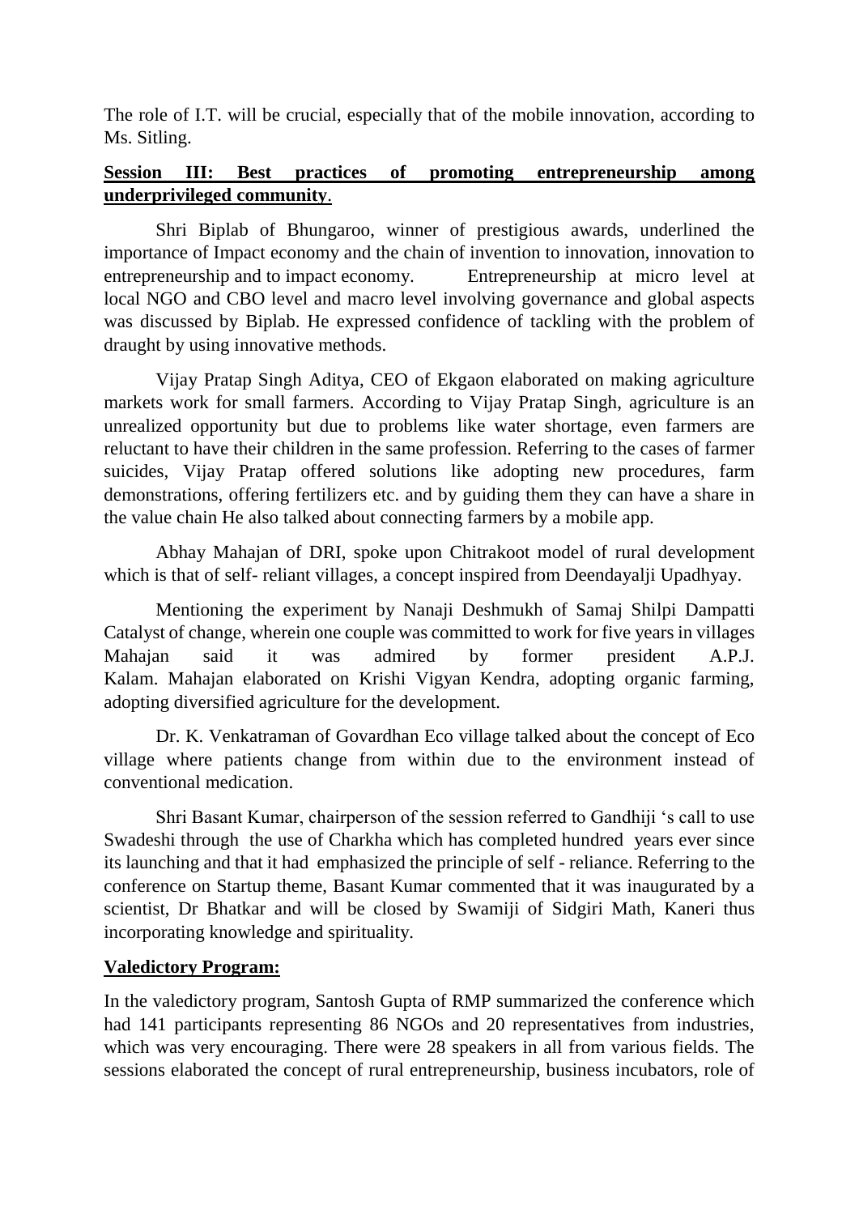The role of I.T. will be crucial, especially that of the mobile innovation, according to Ms. Sitling.

**Session III: Best practices of promoting entrepreneurship among underprivileged community**.

Shri Biplab of Bhungaroo, winner of prestigious awards, underlined the importance of Impact economy and the chain of invention to innovation, innovation to entrepreneurship and to impact economy. Entrepreneurship at micro level at local NGO and CBO level and macro level involving governance and global aspects was discussed by Biplab. He expressed confidence of tackling with the problem of draught by using innovative methods.

Vijay Pratap Singh Aditya, CEO of Ekgaon elaborated on making agriculture markets work for small farmers. According to Vijay Pratap Singh, agriculture is an unrealized opportunity but due to problems like water shortage, even farmers are reluctant to have their children in the same profession. Referring to the cases of farmer suicides, Vijay Pratap offered solutions like adopting new procedures, farm demonstrations, offering fertilizers etc. and by guiding them they can have a share in the value chain He also talked about connecting farmers by a mobile app.

Abhay Mahajan of DRI, spoke upon Chitrakoot model of rural development which is that of self- reliant villages, a concept inspired from Deendayalji Upadhyay.

Mentioning the experiment by Nanaji Deshmukh of Samaj Shilpi Dampatti Catalyst of change, wherein one couple was committed to work for five years in villages Mahajan said it was admired by former president A.P.J. Kalam. Mahajan elaborated on Krishi Vigyan Kendra, adopting organic farming, adopting diversified agriculture for the development.

Dr. K. Venkatraman of Govardhan Eco village talked about the concept of Eco village where patients change from within due to the environment instead of conventional medication.

Shri Basant Kumar, chairperson of the session referred to Gandhiji 's call to use Swadeshi through the use of Charkha which has completed hundred years ever since its launching and that it had emphasized the principle of self - reliance. Referring to the conference on Startup theme, Basant Kumar commented that it was inaugurated by a scientist, Dr Bhatkar and will be closed by Swamiji of Sidgiri Math, Kaneri thus incorporating knowledge and spirituality.

**Valedictory Program:**

In the valedictory program, Santosh Gupta of RMP summarized the conference which had 141 participants representing 86 NGOs and 20 representatives from industries, which was very encouraging. There were 28 speakers in all from various fields. The sessions elaborated the concept of rural entrepreneurship, business incubators, role of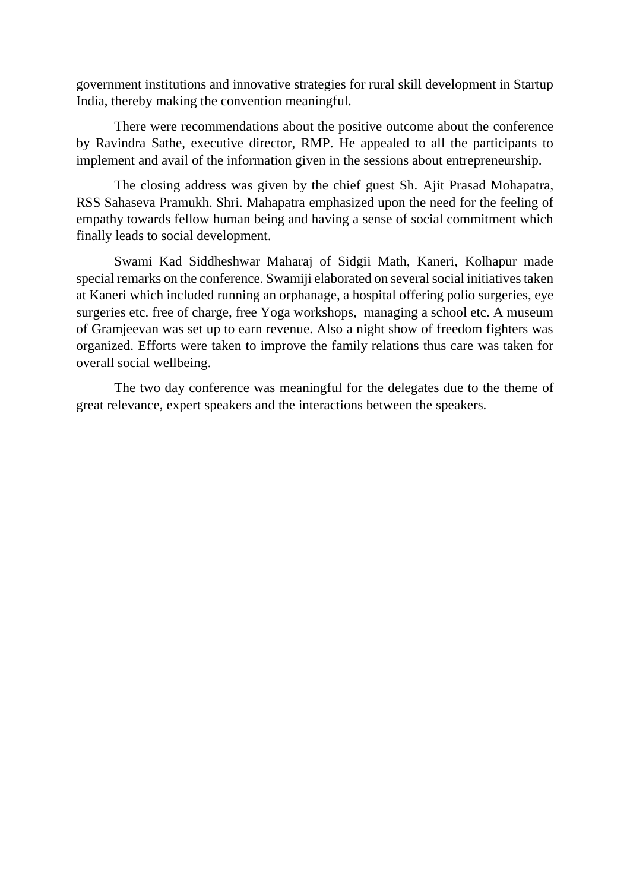government institutions and innovative strategies for rural skill development in Startup India, thereby making the convention meaningful.

There were recommendations about the positive outcome about the conference by Ravindra Sathe, executive director, RMP. He appealed to all the participants to implement and avail of the information given in the sessions about entrepreneurship.

The closing address was given by the chief guest Sh. Ajit Prasad Mohapatra, RSS Sahaseva Pramukh. Shri. Mahapatra emphasized upon the need for the feeling of empathy towards fellow human being and having a sense of social commitment which finally leads to social development.

Swami Kad Siddheshwar Maharaj of Sidgii Math, Kaneri, Kolhapur made special remarks on the conference. Swamiji elaborated on several social initiatives taken at Kaneri which included running an orphanage, a hospital offering polio surgeries, eye surgeries etc. free of charge, free Yoga workshops, managing a school etc. A museum of Gramjeevan was set up to earn revenue. Also a night show of freedom fighters was organized. Efforts were taken to improve the family relations thus care was taken for overall social wellbeing.

The two day conference was meaningful for the delegates due to the theme of great relevance, expert speakers and the interactions between the speakers.